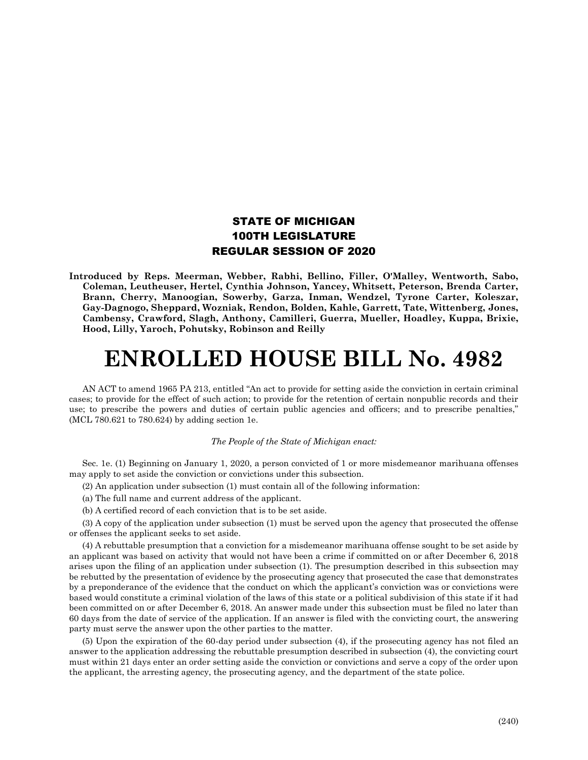**STATE OF MICHIGAN**
**100TH LEGISLATURE**
**REGULAR SESSION OF 2020**

**Introduced by Reps. Meerman, Webber, Rabhi, Bellino, Filler, O'Malley, Wentworth, Sabo, Coleman, Leutheuser, Hertel, Cynthia Johnson, Yancey, Whitsett, Peterson, Brenda Carter, Brann, Cherry, Manoogian, Sowerby, Garza, Inman, Wendzel, Tyrone Carter, Koleszar, Gay-Dagnogo, Sheppard, Wozniak, Rendon, Bolden, Kahle, Garrett, Tate, Wittenberg, Jones, Cambensy, Crawford, Slagh, Anthony, Camilleri, Guerra, Mueller, Hoadley, Kuppa, Brixie, Hood, Lilly, Yaroch, Pohutsky, Robinson and Reilly**

# ENROLLED HOUSE BILL No. 4982

AN ACT to amend 1965 PA 213, entitled "An act to provide for setting aside the conviction in certain criminal cases; to provide for the effect of such action; to provide for the retention of certain nonpublic records and their use; to prescribe the powers and duties of certain public agencies and officers; and to prescribe penalties," (MCL 780.621 to 780.624) by adding section 1e.

*The People of the State of Michigan enact:*

Sec. 1e. (1) Beginning on January 1, 2020, a person convicted of 1 or more misdemeanor marihuana offenses may apply to set aside the conviction or convictions under this subsection.

(2) An application under subsection (1) must contain all of the following information:

(a) The full name and current address of the applicant.

(b) A certified record of each conviction that is to be set aside.

(3) A copy of the application under subsection (1) must be served upon the agency that prosecuted the offense or offenses the applicant seeks to set aside.

(4) A rebuttable presumption that a conviction for a misdemeanor marihuana offense sought to be set aside by an applicant was based on activity that would not have been a crime if committed on or after December 6, 2018 arises upon the filing of an application under subsection (1). The presumption described in this subsection may be rebutted by the presentation of evidence by the prosecuting agency that prosecuted the case that demonstrates by a preponderance of the evidence that the conduct on which the applicant's conviction was or convictions were based would constitute a criminal violation of the laws of this state or a political subdivision of this state if it had been committed on or after December 6, 2018. An answer made under this subsection must be filed no later than 60 days from the date of service of the application. If an answer is filed with the convicting court, the answering party must serve the answer upon the other parties to the matter.

(5) Upon the expiration of the 60-day period under subsection (4), if the prosecuting agency has not filed an answer to the application addressing the rebuttable presumption described in subsection (4), the convicting court must within 21 days enter an order setting aside the conviction or convictions and serve a copy of the order upon the applicant, the arresting agency, the prosecuting agency, and the department of the state police.

(240)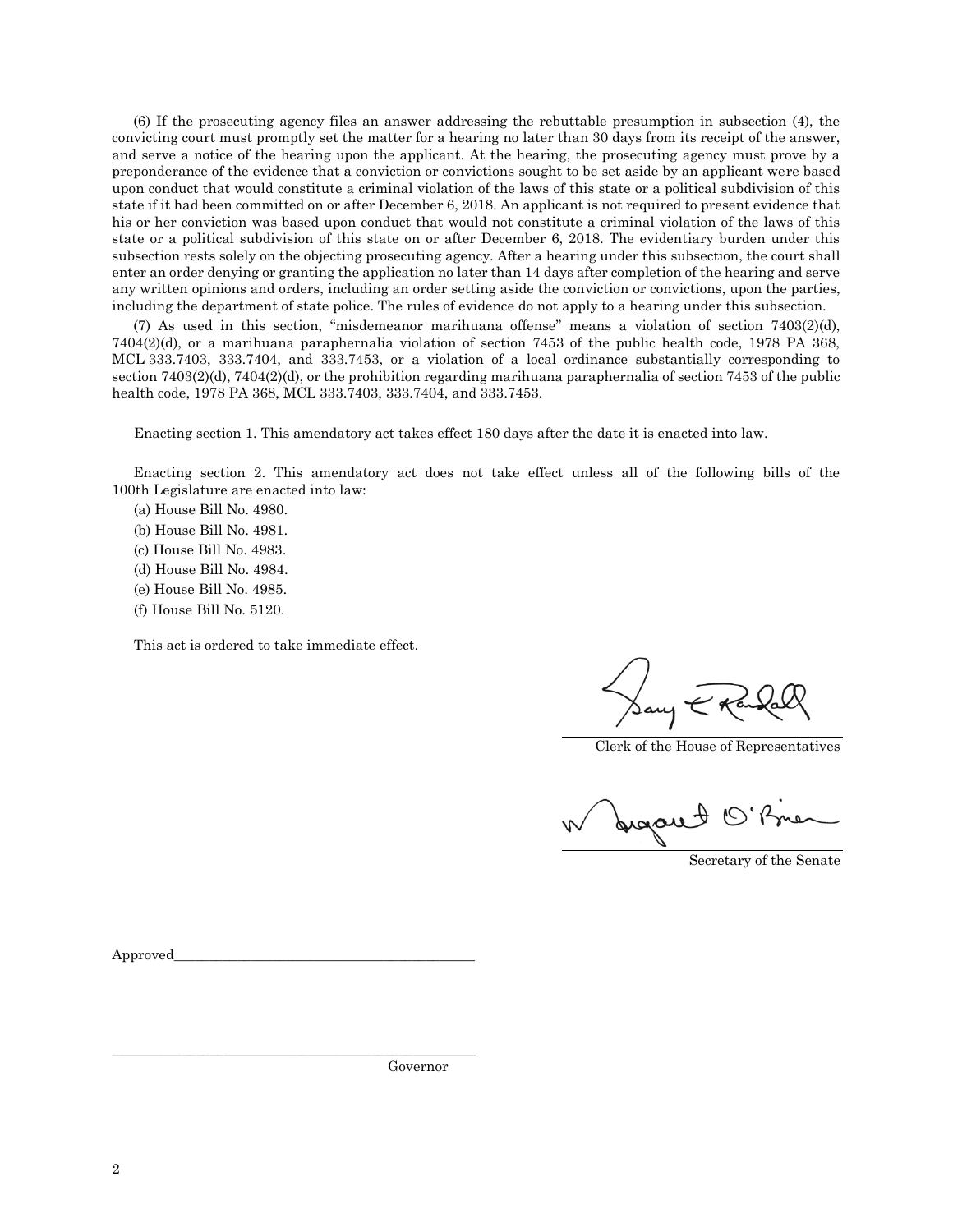(6) If the prosecuting agency files an answer addressing the rebuttable presumption in subsection (4), the convicting court must promptly set the matter for a hearing no later than 30 days from its receipt of the answer, and serve a notice of the hearing upon the applicant. At the hearing, the prosecuting agency must prove by a preponderance of the evidence that a conviction or convictions sought to be set aside by an applicant were based upon conduct that would constitute a criminal violation of the laws of this state or a political subdivision of this state if it had been committed on or after December 6, 2018. An applicant is not required to present evidence that his or her conviction was based upon conduct that would not constitute a criminal violation of the laws of this state or a political subdivision of this state on or after December 6, 2018. The evidentiary burden under this subsection rests solely on the objecting prosecuting agency. After a hearing under this subsection, the court shall enter an order denying or granting the application no later than 14 days after completion of the hearing and serve any written opinions and orders, including an order setting aside the conviction or convictions, upon the parties, including the department of state police. The rules of evidence do not apply to a hearing under this subsection.

(7) As used in this section, "misdemeanor marihuana offense" means a violation of section 7403(2)(d), 7404(2)(d), or a marihuana paraphernalia violation of section 7453 of the public health code, 1978 PA 368, MCL 333.7403, 333.7404, and 333.7453, or a violation of a local ordinance substantially corresponding to section 7403(2)(d), 7404(2)(d), or the prohibition regarding marihuana paraphernalia of section 7453 of the public health code, 1978 PA 368, MCL 333.7403, 333.7404, and 333.7453.

Enacting section 1. This amendatory act takes effect 180 days after the date it is enacted into law.

Enacting section 2. This amendatory act does not take effect unless all of the following bills of the 100th Legislature are enacted into law:

(a) House Bill No. 4980.

(b) House Bill No. 4981.

(c) House Bill No. 4983.

(d) House Bill No. 4984.

(e) House Bill No. 4985.

(f) House Bill No. 5120.

This act is ordered to take immediate effect.

Clerk of the House of Representatives

Secretary of the Senate

Approved____________________________________________

________________________________________________________
Governor